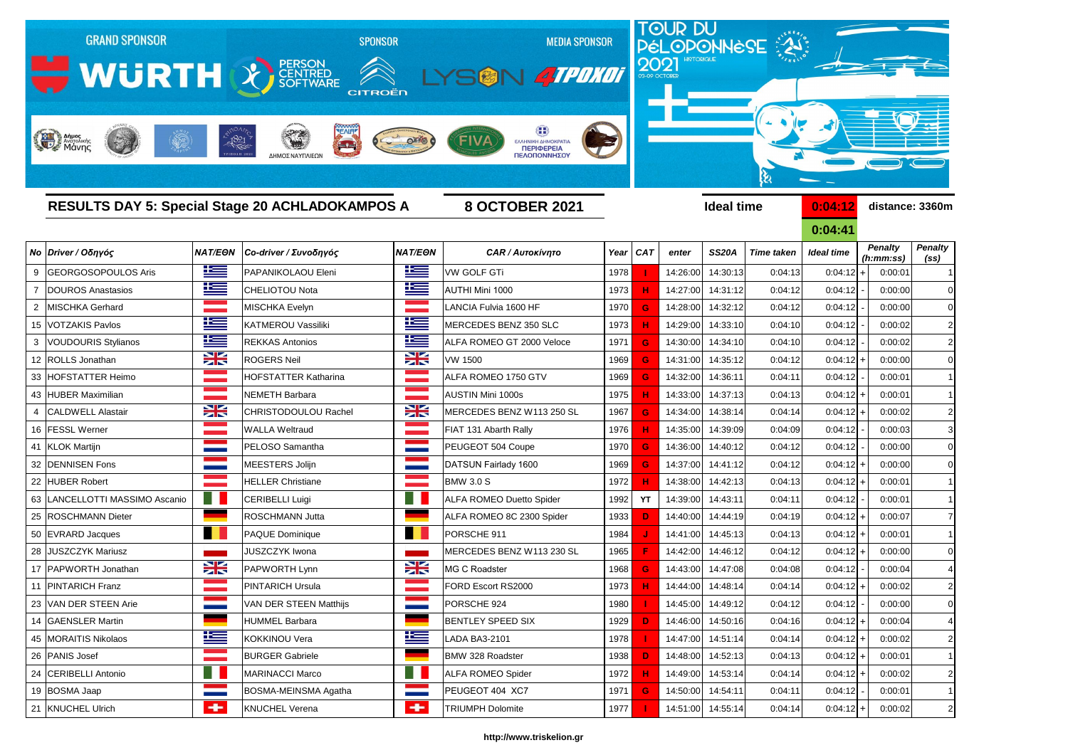GRAND SPONSOR WÜRTH | SPONSOR PERSON CENTRED SOFTWARE, CITROËN | MEDIA SPONSOR LYSON 4TPOXOI

TOUR DU PÉLOPONNÈSE 2021 HISTORIQUE 03-09 OCTOBER

## RESULTS DAY 5: Special Stage 20 ACHLADOKAMPOS A

**8 OCTOBER 2021**

Ideal time **0:04:12** distance: 3360m

**0:04:41**

| No | Driver / Οδηγός | NAT/ΕΘΝ | Co-driver / Συνοδηγός | NAT/ΕΘΝ | CAR / Αυτοκίνητο | Year | CAT | enter | SS20A | Time taken | Ideal time | | Penalty (h:mm:ss) | Penalty (ss) |
|---|---|---|---|---|---|---|---|---|---|---|---|---|---|---|
| 9 | GEORGOSOPOULOS Aris | | PAPANIKOLAOU Eleni | | VW GOLF GTi | 1978 | I | 14:26:00 | 14:30:13 | 0:04:13 | 0:04:12 | + | 0:00:01 | 1 |
| 7 | DOUROS Anastasios | | CHELIOTOU Nota | | AUTHI Mini 1000 | 1973 | H | 14:27:00 | 14:31:12 | 0:04:12 | 0:04:12 | - | 0:00:00 | 0 |
| 2 | MISCHKA Gerhard | | MISCHKA Evelyn | | LANCIA Fulvia 1600 HF | 1970 | G | 14:28:00 | 14:32:12 | 0:04:12 | 0:04:12 | - | 0:00:00 | 0 |
| 15 | VOTZAKIS Pavlos | | KATMEROU Vassiliki | | MERCEDES BENZ 350 SLC | 1973 | H | 14:29:00 | 14:33:10 | 0:04:10 | 0:04:12 | - | 0:00:02 | 2 |
| 3 | VOUDOURIS Stylianos | | REKKAS Antonios | | ALFA ROMEO GT 2000 Veloce | 1971 | G | 14:30:00 | 14:34:10 | 0:04:10 | 0:04:12 | - | 0:00:02 | 2 |
| 12 | ROLLS Jonathan | | ROGERS Neil | | VW 1500 | 1969 | G | 14:31:00 | 14:35:12 | 0:04:12 | 0:04:12 | + | 0:00:00 | 0 |
| 33 | HOFSTATTER Heimo | | HOFSTATTER Katharina | | ALFA ROMEO 1750 GTV | 1969 | G | 14:32:00 | 14:36:11 | 0:04:11 | 0:04:12 | - | 0:00:01 | 1 |
| 43 | HUBER Maximilian | | NEMETH Barbara | | AUSTIN Mini 1000s | 1975 | H | 14:33:00 | 14:37:13 | 0:04:13 | 0:04:12 | + | 0:00:01 | 1 |
| 4 | CALDWELL Alastair | | CHRISTODOULOU Rachel | | MERCEDES BENZ W113 250 SL | 1967 | G | 14:34:00 | 14:38:14 | 0:04:14 | 0:04:12 | + | 0:00:02 | 2 |
| 16 | FESSL Werner | | WALLA Weltraud | | FIAT 131 Abarth Rally | 1976 | H | 14:35:00 | 14:39:09 | 0:04:09 | 0:04:12 | - | 0:00:03 | 3 |
| 41 | KLOK Martijn | | PELOSO Samantha | | PEUGEOT 504 Coupe | 1970 | G | 14:36:00 | 14:40:12 | 0:04:12 | 0:04:12 | - | 0:00:00 | 0 |
| 32 | DENNISEN Fons | | MEESTERS Jolijn | | DATSUN Fairlady 1600 | 1969 | G | 14:37:00 | 14:41:12 | 0:04:12 | 0:04:12 | + | 0:00:00 | 0 |
| 22 | HUBER Robert | | HELLER Christiane | | BMW 3.0 S | 1972 | H | 14:38:00 | 14:42:13 | 0:04:13 | 0:04:12 | + | 0:00:01 | 1 |
| 63 | LANCELLOTTI MASSIMO Ascanio | | CERIBELLI Luigi | | ALFA ROMEO Duetto Spider | 1992 | YT | 14:39:00 | 14:43:11 | 0:04:11 | 0:04:12 | - | 0:00:01 | 1 |
| 25 | ROSCHMANN Dieter | | ROSCHMANN Jutta | | ALFA ROMEO 8C 2300 Spider | 1933 | D | 14:40:00 | 14:44:19 | 0:04:19 | 0:04:12 | + | 0:00:07 | 7 |
| 50 | EVRARD Jacques | | PAQUE Dominique | | PORSCHE 911 | 1984 | J | 14:41:00 | 14:45:13 | 0:04:13 | 0:04:12 | + | 0:00:01 | 1 |
| 28 | JUSZCZYK Mariusz | | JUSZCZYK Iwona | | MERCEDES BENZ W113 230 SL | 1965 | F | 14:42:00 | 14:46:12 | 0:04:12 | 0:04:12 | + | 0:00:00 | 0 |
| 17 | PAPWORTH Jonathan | | PAPWORTH Lynn | | MG C Roadster | 1968 | G | 14:43:00 | 14:47:08 | 0:04:08 | 0:04:12 | - | 0:00:04 | 4 |
| 11 | PINTARICH Franz | | PINTARICH Ursula | | FORD Escort RS2000 | 1973 | H | 14:44:00 | 14:48:14 | 0:04:14 | 0:04:12 | + | 0:00:02 | 2 |
| 23 | VAN DER STEEN Arie | | VAN DER STEEN Matthijs | | PORSCHE 924 | 1980 | I | 14:45:00 | 14:49:12 | 0:04:12 | 0:04:12 | - | 0:00:00 | 0 |
| 14 | GAENSLER Martin | | HUMMEL Barbara | | BENTLEY SPEED SIX | 1929 | D | 14:46:00 | 14:50:16 | 0:04:16 | 0:04:12 | + | 0:00:04 | 4 |
| 45 | MORAITIS Nikolaos | | KOKKINOU Vera | | LADA BA3-2101 | 1978 | I | 14:47:00 | 14:51:14 | 0:04:14 | 0:04:12 | + | 0:00:02 | 2 |
| 26 | PANIS Josef | | BURGER Gabriele | | BMW 328 Roadster | 1938 | D | 14:48:00 | 14:52:13 | 0:04:13 | 0:04:12 | + | 0:00:01 | 1 |
| 24 | CERIBELLI Antonio | | MARINACCI Marco | | ALFA ROMEO Spider | 1972 | H | 14:49:00 | 14:53:14 | 0:04:14 | 0:04:12 | + | 0:00:02 | 2 |
| 19 | BOSMA Jaap | | BOSMA-MEINSMA Agatha | | PEUGEOT 404 XC7 | 1971 | G | 14:50:00 | 14:54:11 | 0:04:11 | 0:04:12 | - | 0:00:01 | 1 |
| 21 | KNUCHEL Ulrich | | KNUCHEL Verena | | TRIUMPH Dolomite | 1977 | I | 14:51:00 | 14:55:14 | 0:04:14 | 0:04:12 | + | 0:00:02 | 2 |

http://www.triskelion.gr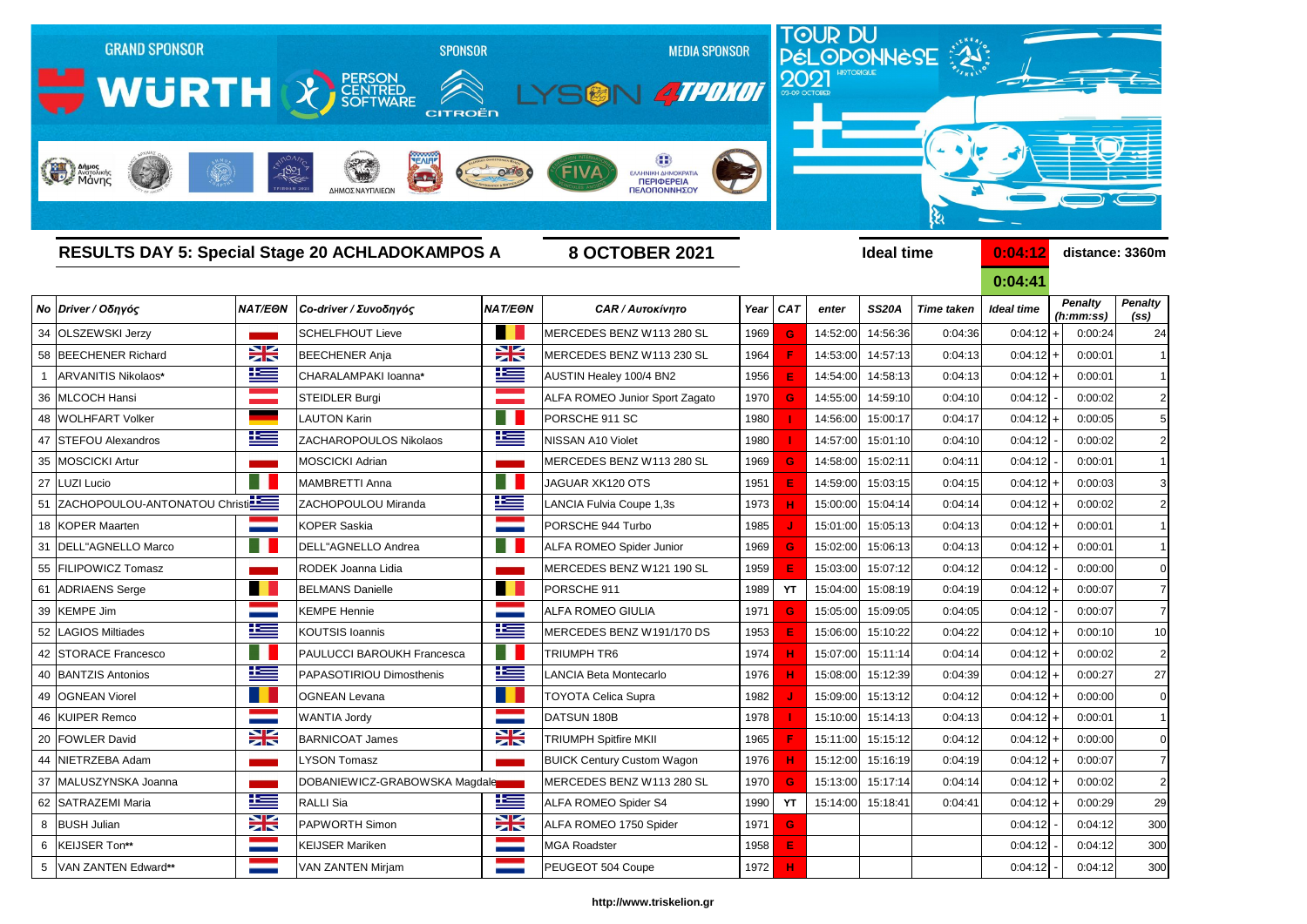GRAND SPONSOR WÜRTH · SPONSOR PERSON CENTRED SOFTWARE · CITROËN · MEDIA SPONSOR LYSON 4TPOXOI

TOUR DU PÉLOPONNÈSE 2021 HISTORIQUE 03-09 OCTOBER

## RESULTS DAY 5: Special Stage 20 ACHLADOKAMPOS A

**8 OCTOBER 2021**

**Ideal time** 0:04:12 **distance: 3360m**

0:04:41

| No | Driver / Οδηγός | NAT/EΘN | Co-driver / Συνοδηγός | NAT/EΘN | CAR / Αυτοκίνητο | Year | CAT | enter | SS20A | Time taken | Ideal time | | Penalty (h:mm:ss) | Penalty (ss) |
|---|---|---|---|---|---|---|---|---|---|---|---|---|---|---|
| 34 | OLSZEWSKI Jerzy | | SCHELFHOUT Lieve | | MERCEDES BENZ W113 280 SL | 1969 | G | 14:52:00 | 14:56:36 | 0:04:36 | 0:04:12 | + | 0:00:24 | 24 |
| 58 | BEECHENER Richard | | BEECHENER Anja | | MERCEDES BENZ W113 230 SL | 1964 | F | 14:53:00 | 14:57:13 | 0:04:13 | 0:04:12 | + | 0:00:01 | 1 |
| 1 | ARVANITIS Nikolaos* | | CHARALAMPAKI Ioanna* | | AUSTIN Healey 100/4 BN2 | 1956 | E | 14:54:00 | 14:58:13 | 0:04:13 | 0:04:12 | + | 0:00:01 | 1 |
| 36 | MLCOCH Hansi | | STEIDLER Burgi | | ALFA ROMEO Junior Sport Zagato | 1970 | G | 14:55:00 | 14:59:10 | 0:04:10 | 0:04:12 | - | 0:00:02 | 2 |
| 48 | WOLHFART Volker | | LAUTON Karin | | PORSCHE 911 SC | 1980 | I | 14:56:00 | 15:00:17 | 0:04:17 | 0:04:12 | + | 0:00:05 | 5 |
| 47 | STEFOU Alexandros | | ZACHAROPOULOS Nikolaos | | NISSAN A10 Violet | 1980 | I | 14:57:00 | 15:01:10 | 0:04:10 | 0:04:12 | - | 0:00:02 | 2 |
| 35 | MOSCICKI Artur | | MOSCICKI Adrian | | MERCEDES BENZ W113 280 SL | 1969 | G | 14:58:00 | 15:02:11 | 0:04:11 | 0:04:12 | - | 0:00:01 | 1 |
| 27 | LUZI Lucio | | MAMBRETTI Anna | | JAGUAR XK120 OTS | 1951 | E | 14:59:00 | 15:03:15 | 0:04:15 | 0:04:12 | + | 0:00:03 | 3 |
| 51 | ZACHOPOULOU-ANTONATOU Christi | | ZACHOPOULOU Miranda | | LANCIA Fulvia Coupe 1,3s | 1973 | H | 15:00:00 | 15:04:14 | 0:04:14 | 0:04:12 | + | 0:00:02 | 2 |
| 18 | KOPER Maarten | | KOPER Saskia | | PORSCHE 944 Turbo | 1985 | J | 15:01:00 | 15:05:13 | 0:04:13 | 0:04:12 | + | 0:00:01 | 1 |
| 31 | DELL"AGNELLO Marco | | DELL"AGNELLO Andrea | | ALFA ROMEO Spider Junior | 1969 | G | 15:02:00 | 15:06:13 | 0:04:13 | 0:04:12 | + | 0:00:01 | 1 |
| 55 | FILIPOWICZ Tomasz | | RODEK Joanna Lidia | | MERCEDES BENZ W121 190 SL | 1959 | E | 15:03:00 | 15:07:12 | 0:04:12 | 0:04:12 | - | 0:00:00 | 0 |
| 61 | ADRIAENS Serge | | BELMANS Danielle | | PORSCHE 911 | 1989 | YT | 15:04:00 | 15:08:19 | 0:04:19 | 0:04:12 | + | 0:00:07 | 7 |
| 39 | KEMPE Jim | | KEMPE Hennie | | ALFA ROMEO GIULIA | 1971 | G | 15:05:00 | 15:09:05 | 0:04:05 | 0:04:12 | - | 0:00:07 | 7 |
| 52 | LAGIOS Miltiades | | KOUTSIS Ioannis | | MERCEDES BENZ W191/170 DS | 1953 | E | 15:06:00 | 15:10:22 | 0:04:22 | 0:04:12 | + | 0:00:10 | 10 |
| 42 | STORACE Francesco | | PAULUCCI BAROUKH Francesca | | TRIUMPH TR6 | 1974 | H | 15:07:00 | 15:11:14 | 0:04:14 | 0:04:12 | + | 0:00:02 | 2 |
| 40 | BANTZIS Antonios | | PAPASOTIRIOU Dimosthenis | | LANCIA Beta Montecarlo | 1976 | H | 15:08:00 | 15:12:39 | 0:04:39 | 0:04:12 | + | 0:00:27 | 27 |
| 49 | OGNEAN Viorel | | OGNEAN Levana | | TOYOTA Celica Supra | 1982 | J | 15:09:00 | 15:13:12 | 0:04:12 | 0:04:12 | + | 0:00:00 | 0 |
| 46 | KUIPER Remco | | WANTIA Jordy | | DATSUN 180B | 1978 | I | 15:10:00 | 15:14:13 | 0:04:13 | 0:04:12 | + | 0:00:01 | 1 |
| 20 | FOWLER David | | BARNICOAT James | | TRIUMPH Spitfire MKII | 1965 | F | 15:11:00 | 15:15:12 | 0:04:12 | 0:04:12 | + | 0:00:00 | 0 |
| 44 | NIETRZEBA Adam | | LYSON Tomasz | | BUICK Century Custom Wagon | 1976 | H | 15:12:00 | 15:16:19 | 0:04:19 | 0:04:12 | + | 0:00:07 | 7 |
| 37 | MALUSZYNSKA Joanna | | DOBANIEWICZ-GRABOWSKA Magdale | | MERCEDES BENZ W113 280 SL | 1970 | G | 15:13:00 | 15:17:14 | 0:04:14 | 0:04:12 | + | 0:00:02 | 2 |
| 62 | SATRAZEMI Maria | | RALLI Sia | | ALFA ROMEO Spider S4 | 1990 | YT | 15:14:00 | 15:18:41 | 0:04:41 | 0:04:12 | + | 0:00:29 | 29 |
| 8 | BUSH Julian | | PAPWORTH Simon | | ALFA ROMEO 1750 Spider | 1971 | G | | | | 0:04:12 | - | 0:04:12 | 300 |
| 6 | KEIJSER Ton** | | KEIJSER Mariken | | MGA Roadster | 1958 | E | | | | 0:04:12 | - | 0:04:12 | 300 |
| 5 | VAN ZANTEN Edward** | | VAN ZANTEN Mirjam | | PEUGEOT 504 Coupe | 1972 | H | | | | 0:04:12 | - | 0:04:12 | 300 |

http://www.triskelion.gr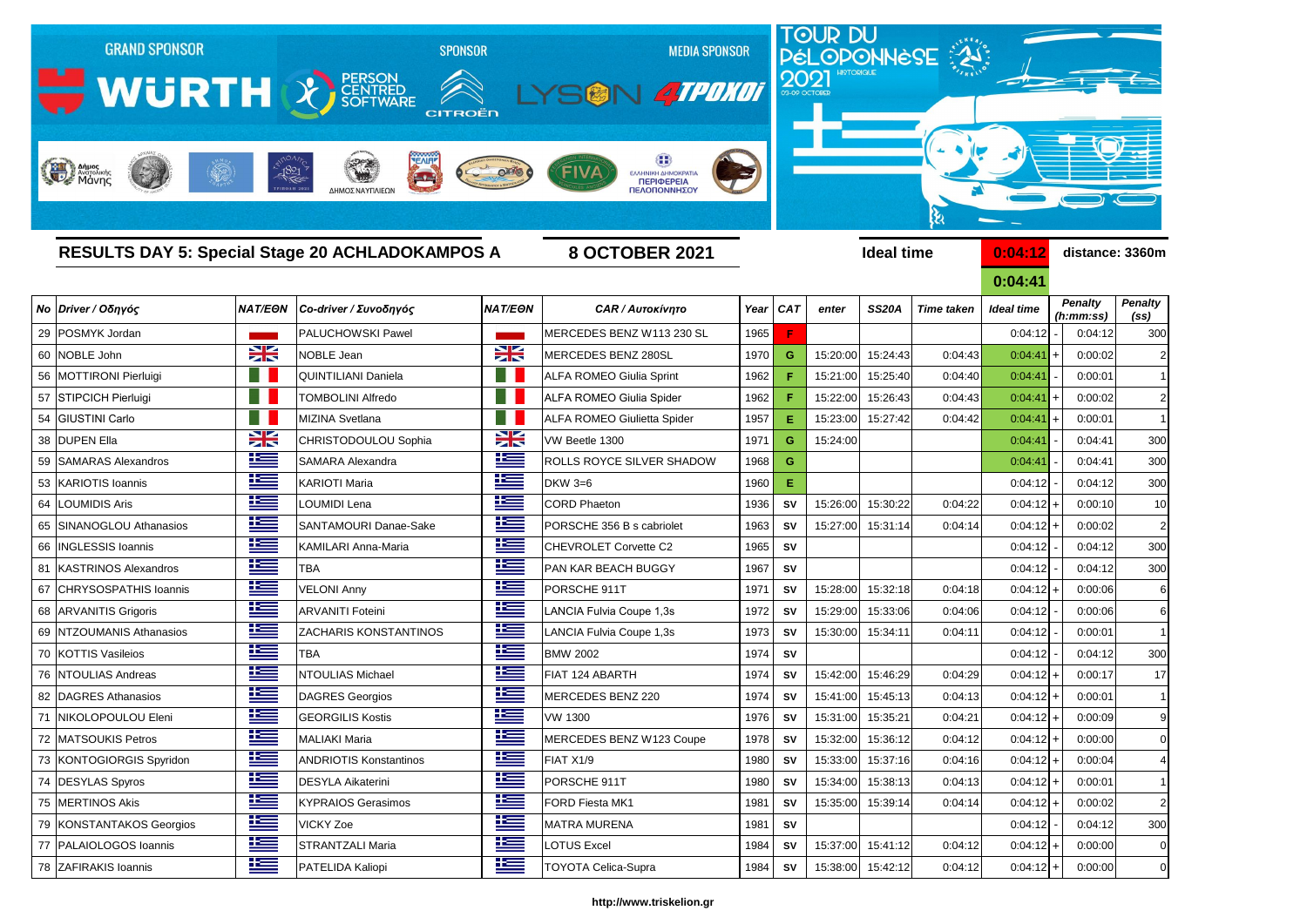GRAND SPONSOR WÜRTH — SPONSOR PERSON CENTRED SOFTWARE, CITROËN — MEDIA SPONSOR LYSON, 4TPOXOI

TOUR DU PÉLOPONNÈSE HISTORIQUE 2021 03-09 OCTOBER

## RESULTS DAY 5: Special Stage 20 ACHLADOKAMPOS A

**8 OCTOBER 2021**

**Ideal time** 0:04:12 / 0:04:41 **distance: 3360m**

| No | Driver / Οδηγός | NAT/ΕΘΝ | Co-driver / Συνοδηγός | NAT/ΕΘΝ | CAR / Αυτοκίνητο | Year | CAT | enter | SS20A | Time taken | Ideal time | | Penalty (h:mm:ss) | Penalty (ss) |
|---|---|---|---|---|---|---|---|---|---|---|---|---|---|---|
| 29 | POSMYK Jordan | | PALUCHOWSKI Pawel | | MERCEDES BENZ W113 230 SL | 1965 | F | | | | 0:04:12 | - | 0:04:12 | 300 |
| 60 | NOBLE John | | NOBLE Jean | | MERCEDES BENZ 280SL | 1970 | G | 15:20:00 | 15:24:43 | 0:04:43 | 0:04:41 | + | 0:00:02 | 2 |
| 56 | MOTTIRONI Pierluigi | | QUINTILIANI Daniela | | ALFA ROMEO Giulia Sprint | 1962 | F | 15:21:00 | 15:25:40 | 0:04:40 | 0:04:41 | - | 0:00:01 | 1 |
| 57 | STIPCICH Pierluigi | | TOMBOLINI Alfredo | | ALFA ROMEO Giulia Spider | 1962 | F | 15:22:00 | 15:26:43 | 0:04:43 | 0:04:41 | + | 0:00:02 | 2 |
| 54 | GIUSTINI Carlo | | MIZINA Svetlana | | ALFA ROMEO Giulietta Spider | 1957 | E | 15:23:00 | 15:27:42 | 0:04:42 | 0:04:41 | + | 0:00:01 | 1 |
| 38 | DUPEN Ella | | CHRISTODOULOU Sophia | | VW Beetle 1300 | 1971 | G | 15:24:00 | | | 0:04:41 | - | 0:04:41 | 300 |
| 59 | SAMARAS Alexandros | | SAMARA Alexandra | | ROLLS ROYCE SILVER SHADOW | 1968 | G | | | | 0:04:41 | - | 0:04:41 | 300 |
| 53 | KARIOTIS Ioannis | | KARIOTI Maria | | DKW 3=6 | 1960 | E | | | | 0:04:12 | - | 0:04:12 | 300 |
| 64 | LOUMIDIS Aris | | LOUMIDI Lena | | CORD Phaeton | 1936 | SV | 15:26:00 | 15:30:22 | 0:04:22 | 0:04:12 | + | 0:00:10 | 10 |
| 65 | SINANOGLOU Athanasios | | SANTAMOURI Danae-Sake | | PORSCHE 356 B s cabriolet | 1963 | SV | 15:27:00 | 15:31:14 | 0:04:14 | 0:04:12 | + | 0:00:02 | 2 |
| 66 | INGLESSIS Ioannis | | KAMILARI Anna-Maria | | CHEVROLET Corvette C2 | 1965 | SV | | | | 0:04:12 | - | 0:04:12 | 300 |
| 81 | KASTRINOS Alexandros | | TBA | | PAN KAR BEACH BUGGY | 1967 | SV | | | | 0:04:12 | - | 0:04:12 | 300 |
| 67 | CHRYSOSPATHIS Ioannis | | VELONI Anny | | PORSCHE 911T | 1971 | SV | 15:28:00 | 15:32:18 | 0:04:18 | 0:04:12 | + | 0:00:06 | 6 |
| 68 | ARVANITIS Grigoris | | ARVANITI Foteini | | LANCIA Fulvia Coupe 1,3s | 1972 | SV | 15:29:00 | 15:33:06 | 0:04:06 | 0:04:12 | - | 0:00:06 | 6 |
| 69 | NTZOUMANIS Athanasios | | ZACHARIS KONSTANTINOS | | LANCIA Fulvia Coupe 1,3s | 1973 | SV | 15:30:00 | 15:34:11 | 0:04:11 | 0:04:12 | - | 0:00:01 | 1 |
| 70 | KOTTIS Vasileios | | TBA | | BMW 2002 | 1974 | SV | | | | 0:04:12 | - | 0:04:12 | 300 |
| 76 | NTOULIAS Andreas | | NTOULIAS Michael | | FIAT 124 ABARTH | 1974 | SV | 15:42:00 | 15:46:29 | 0:04:29 | 0:04:12 | + | 0:00:17 | 17 |
| 82 | DAGRES Athanasios | | DAGRES Georgios | | MERCEDES BENZ 220 | 1974 | SV | 15:41:00 | 15:45:13 | 0:04:13 | 0:04:12 | + | 0:00:01 | 1 |
| 71 | NIKOLOPOULOU Eleni | | GEORGILIS Kostis | | VW 1300 | 1976 | SV | 15:31:00 | 15:35:21 | 0:04:21 | 0:04:12 | + | 0:00:09 | 9 |
| 72 | MATSOUKIS Petros | | MALIAKI Maria | | MERCEDES BENZ W123 Coupe | 1978 | SV | 15:32:00 | 15:36:12 | 0:04:12 | 0:04:12 | + | 0:00:00 | 0 |
| 73 | KONTOGIORGIS Spyridon | | ANDRIOTIS Konstantinos | | FIAT X1/9 | 1980 | SV | 15:33:00 | 15:37:16 | 0:04:16 | 0:04:12 | + | 0:00:04 | 4 |
| 74 | DESYLAS Spyros | | DESYLA Aikaterini | | PORSCHE 911T | 1980 | SV | 15:34:00 | 15:38:13 | 0:04:13 | 0:04:12 | + | 0:00:01 | 1 |
| 75 | MERTINOS Akis | | KYPRAIOS Gerasimos | | FORD Fiesta MK1 | 1981 | SV | 15:35:00 | 15:39:14 | 0:04:14 | 0:04:12 | + | 0:00:02 | 2 |
| 79 | KONSTANTAKOS Georgios | | VICKY Zoe | | MATRA MURENA | 1981 | SV | | | | 0:04:12 | - | 0:04:12 | 300 |
| 77 | PALAIOLOGOS Ioannis | | STRANTZALI Maria | | LOTUS Excel | 1984 | SV | 15:37:00 | 15:41:12 | 0:04:12 | 0:04:12 | + | 0:00:00 | 0 |
| 78 | ZAFIRAKIS Ioannis | | PATELIDA Kaliopi | | TOYOTA Celica-Supra | 1984 | SV | 15:38:00 | 15:42:12 | 0:04:12 | 0:04:12 | + | 0:00:00 | 0 |

http://www.triskelion.gr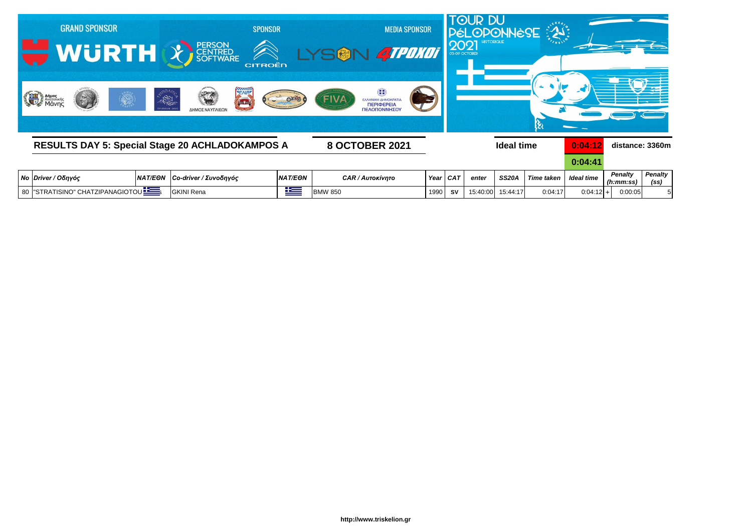GRAND SPONSOR SPONSOR MEDIA SPONSOR

TOUR DU PÉLOPONNÈSE 2021 HISTORIQUE 03-09 OCTOBER

## RESULTS DAY 5: Special Stage 20 ACHLADOKAMPOS A

**8 OCTOBER 2021**

**Ideal time** **0:04:12** **distance: 3360m**

**0:04:41**

| No | Driver / Οδηγός | NAT/ΕΘΝ | Co-driver / Συνοδηγός | NAT/ΕΘΝ | CAR / Αυτοκίνητο | Year | CAT | enter | SS20A | Time taken | Ideal time | | Penalty (h:mm:ss) | Penalty (ss) |
|---|---|---|---|---|---|---|---|---|---|---|---|---|---|---|
| 80 | "STRATISINO" CHATZIPANAGIOTOU | | GKINI Rena | | BMW 850 | 1990 | SV | 15:40:00 | 15:44:17 | 0:04:17 | 0:04:12 | + | 0:00:05 | 5 |

http://www.triskelion.gr